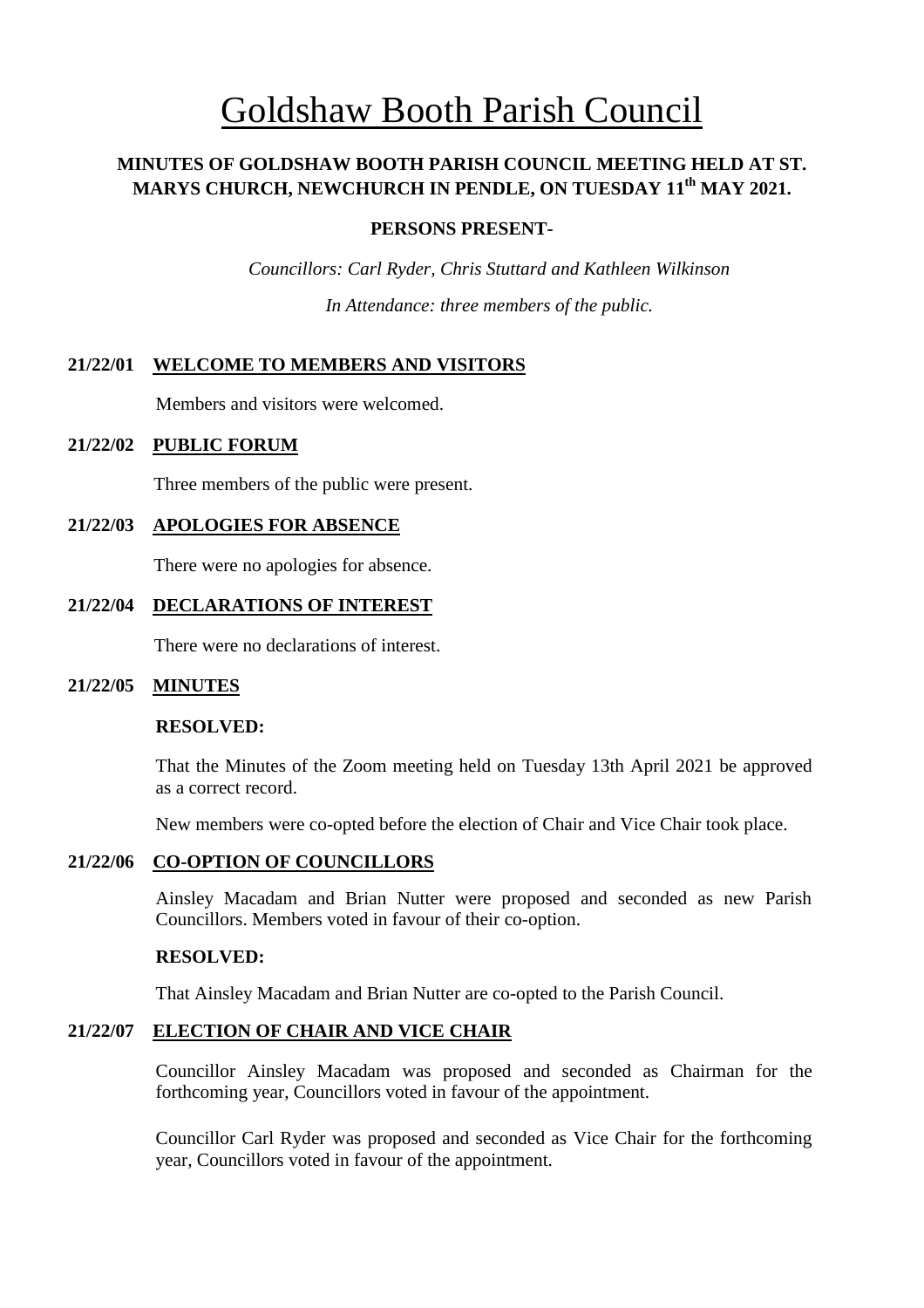# Goldshaw Booth Parish Council

**MINUTES OF GOLDSHAW BOOTH PARISH COUNCIL MEETING HELD AT ST. MARYS CHURCH, NEWCHURCH IN PENDLE, ON TUESDAY 11th MAY 2021.**

**PERSONS PRESENT-**

*Councillors: Carl Ryder, Chris Stuttard and Kathleen Wilkinson*

*In Attendance: three members of the public.*

## 21/22/01 WELCOME TO MEMBERS AND VISITORS

Members and visitors were welcomed.

## 21/22/02 PUBLIC FORUM

Three members of the public were present.

## 21/22/03 APOLOGIES FOR ABSENCE

There were no apologies for absence.

## 21/22/04 DECLARATIONS OF INTEREST

There were no declarations of interest.

## 21/22/05 MINUTES

**RESOLVED:**

That the Minutes of the Zoom meeting held on Tuesday 13th April 2021 be approved as a correct record.

New members were co-opted before the election of Chair and Vice Chair took place.

## 21/22/06 CO-OPTION OF COUNCILLORS

Ainsley Macadam and Brian Nutter were proposed and seconded as new Parish Councillors. Members voted in favour of their co-option.

**RESOLVED:**

That Ainsley Macadam and Brian Nutter are co-opted to the Parish Council.

## 21/22/07 ELECTION OF CHAIR AND VICE CHAIR

Councillor Ainsley Macadam was proposed and seconded as Chairman for the forthcoming year, Councillors voted in favour of the appointment.

Councillor Carl Ryder was proposed and seconded as Vice Chair for the forthcoming year, Councillors voted in favour of the appointment.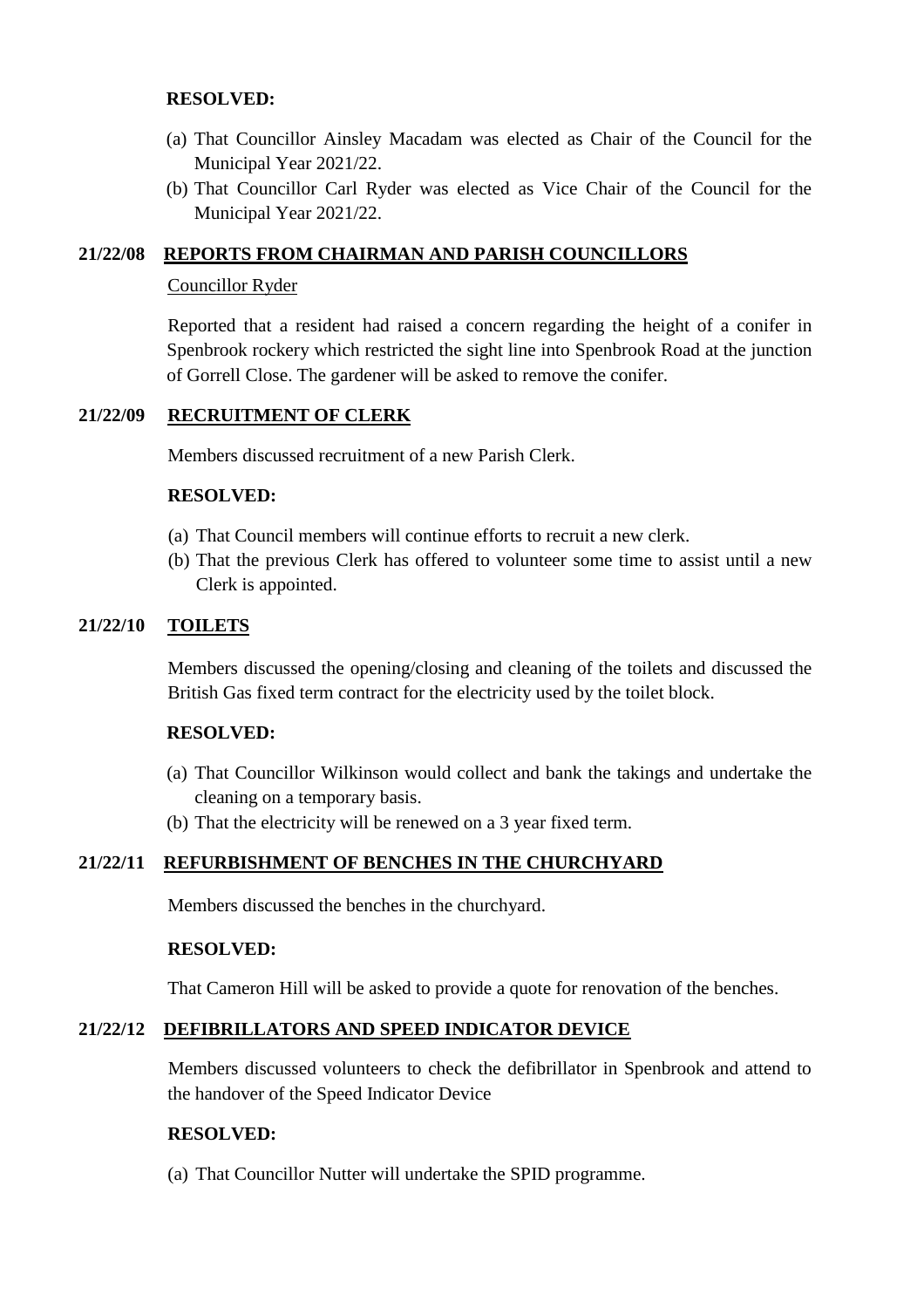**RESOLVED:**

(a) That Councillor Ainsley Macadam was elected as Chair of the Council for the Municipal Year 2021/22.
(b) That Councillor Carl Ryder was elected as Vice Chair of the Council for the Municipal Year 2021/22.

## 21/22/08 REPORTS FROM CHAIRMAN AND PARISH COUNCILLORS

Councillor Ryder

Reported that a resident had raised a concern regarding the height of a conifer in Spenbrook rockery which restricted the sight line into Spenbrook Road at the junction of Gorrell Close. The gardener will be asked to remove the conifer.

## 21/22/09 RECRUITMENT OF CLERK

Members discussed recruitment of a new Parish Clerk.

**RESOLVED:**

(a) That Council members will continue efforts to recruit a new clerk.
(b) That the previous Clerk has offered to volunteer some time to assist until a new Clerk is appointed.

## 21/22/10 TOILETS

Members discussed the opening/closing and cleaning of the toilets and discussed the British Gas fixed term contract for the electricity used by the toilet block.

**RESOLVED:**

(a) That Councillor Wilkinson would collect and bank the takings and undertake the cleaning on a temporary basis.
(b) That the electricity will be renewed on a 3 year fixed term.

## 21/22/11 REFURBISHMENT OF BENCHES IN THE CHURCHYARD

Members discussed the benches in the churchyard.

**RESOLVED:**

That Cameron Hill will be asked to provide a quote for renovation of the benches.

## 21/22/12 DEFIBRILLATORS AND SPEED INDICATOR DEVICE

Members discussed volunteers to check the defibrillator in Spenbrook and attend to the handover of the Speed Indicator Device

**RESOLVED:**

(a) That Councillor Nutter will undertake the SPID programme.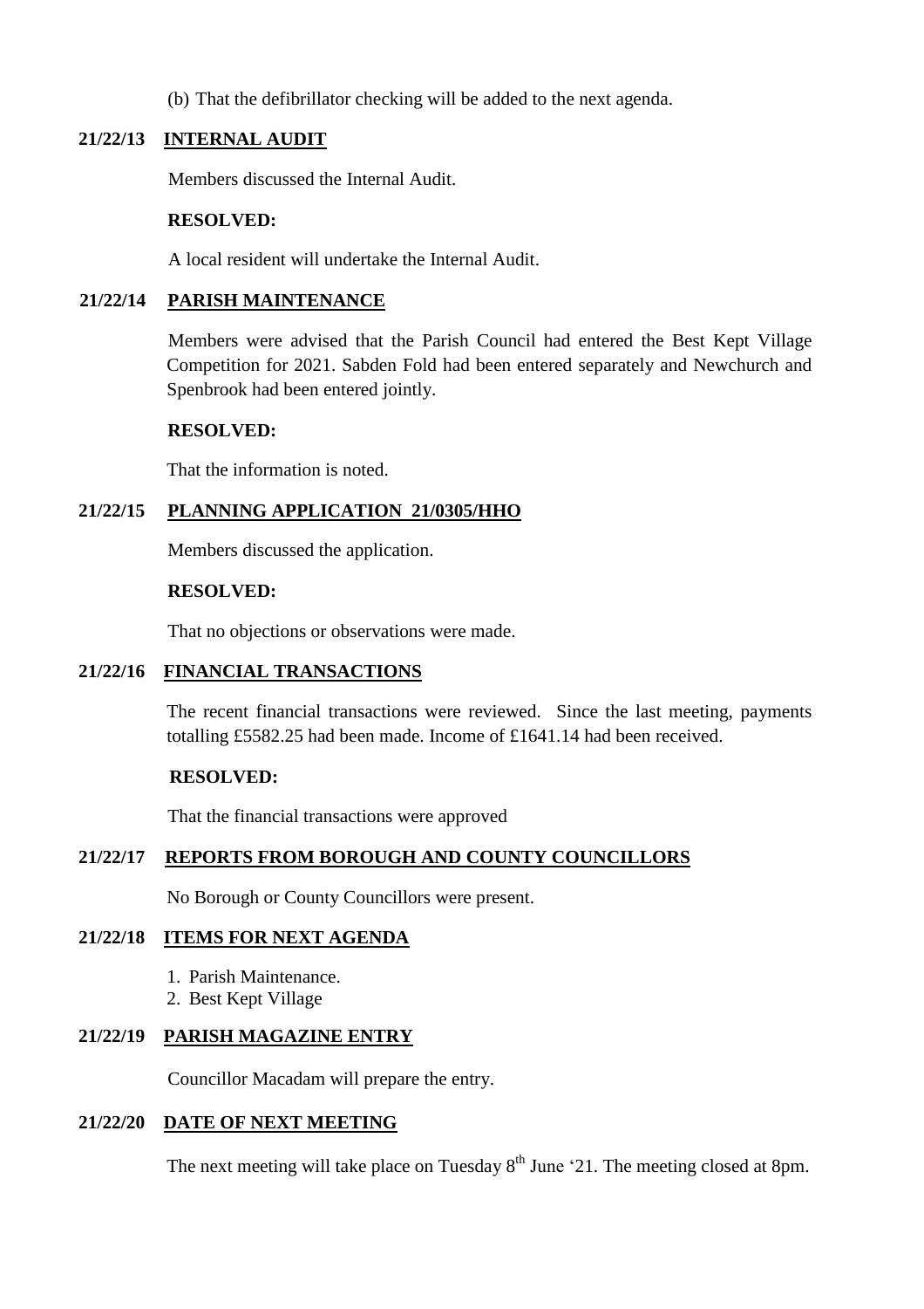(b) That the defibrillator checking will be added to the next agenda.

### 21/22/13 INTERNAL AUDIT

Members discussed the Internal Audit.

**RESOLVED:**

A local resident will undertake the Internal Audit.

### 21/22/14 PARISH MAINTENANCE

Members were advised that the Parish Council had entered the Best Kept Village Competition for 2021. Sabden Fold had been entered separately and Newchurch and Spenbrook had been entered jointly.

**RESOLVED:**

That the information is noted.

### 21/22/15 PLANNING APPLICATION 21/0305/HHO

Members discussed the application.

**RESOLVED:**

That no objections or observations were made.

### 21/22/16 FINANCIAL TRANSACTIONS

The recent financial transactions were reviewed. Since the last meeting, payments totalling £5582.25 had been made. Income of £1641.14 had been received.

**RESOLVED:**

That the financial transactions were approved

### 21/22/17 REPORTS FROM BOROUGH AND COUNTY COUNCILLORS

No Borough or County Councillors were present.

### 21/22/18 ITEMS FOR NEXT AGENDA

1. Parish Maintenance.
2. Best Kept Village

### 21/22/19 PARISH MAGAZINE ENTRY

Councillor Macadam will prepare the entry.

### 21/22/20 DATE OF NEXT MEETING

The next meeting will take place on Tuesday 8th June '21. The meeting closed at 8pm.